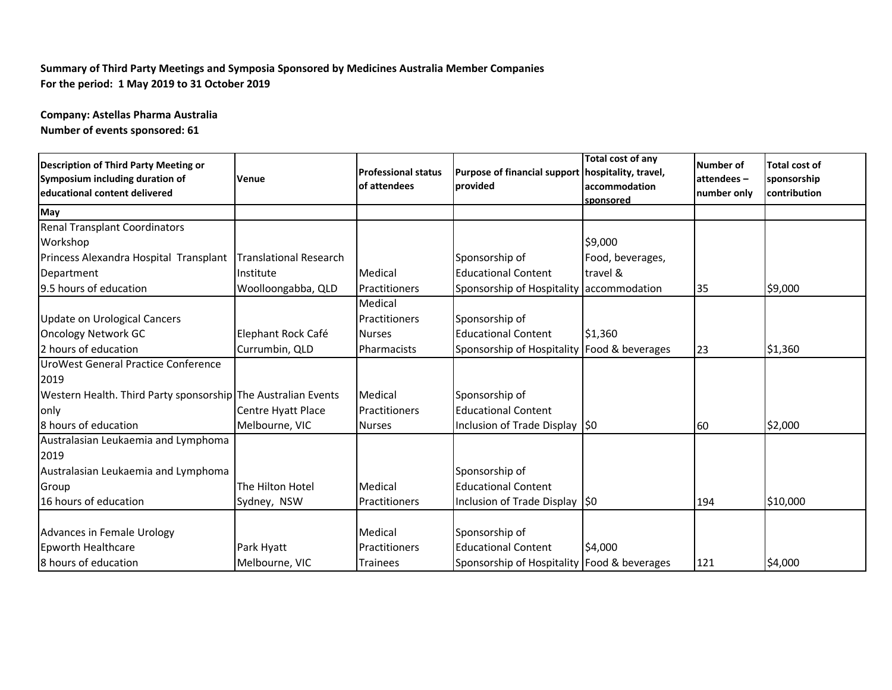**Summary of Third Party Meetings and Symposia Sponsored by Medicines Australia Member Companies**
**For the period: 1 May 2019 to 31 October 2019**

**Company: Astellas Pharma Australia**
**Number of events sponsored: 61**

| Description of Third Party Meeting or Symposium including duration of educational content delivered | Venue | Professional status of attendees | Purpose of financial support provided | Total cost of any hospitality, travel, accommodation sponsored | Number of attendees – number only | Total cost of sponsorship contribution |
|---|---|---|---|---|---|---|
| **May** | | | | | | |
| Renal Transplant Coordinators Workshop<br>Princess Alexandra Hospital Transplant Department<br>9.5 hours of education | Translational Research Institute<br>Woolloongabba, QLD | Medical Practitioners | Sponsorship of Educational Content<br>Sponsorship of Hospitality | $9,000<br>Food, beverages, travel & accommodation | 35 | $9,000 |
| Update on Urological Cancers<br>Oncology Network GC<br>2 hours of education | Elephant Rock Café<br>Currumbin, QLD | Medical Practitioners<br>Nurses<br>Pharmacists | Sponsorship of Educational Content<br>Sponsorship of Hospitality | $1,360<br>Food & beverages | 23 | $1,360 |
| UroWest General Practice Conference 2019<br>Western Health. Third Party sponsorship only<br>8 hours of education | The Australian Events Centre Hyatt Place<br>Melbourne, VIC | Medical Practitioners<br>Nurses | Sponsorship of Educational Content<br>Inclusion of Trade Display | $0 | 60 | $2,000 |
| Australasian Leukaemia and Lymphoma 2019<br>Australasian Leukaemia and Lymphoma Group<br>16 hours of education | The Hilton Hotel<br>Sydney, NSW | Medical Practitioners | Sponsorship of Educational Content<br>Inclusion of Trade Display | $0 | 194 | $10,000 |
| Advances in Female Urology<br>Epworth Healthcare<br>8 hours of education | Park Hyatt<br>Melbourne, VIC | Medical Practitioners<br>Trainees | Sponsorship of Educational Content<br>Sponsorship of Hospitality | $4,000<br>Food & beverages | 121 | $4,000 |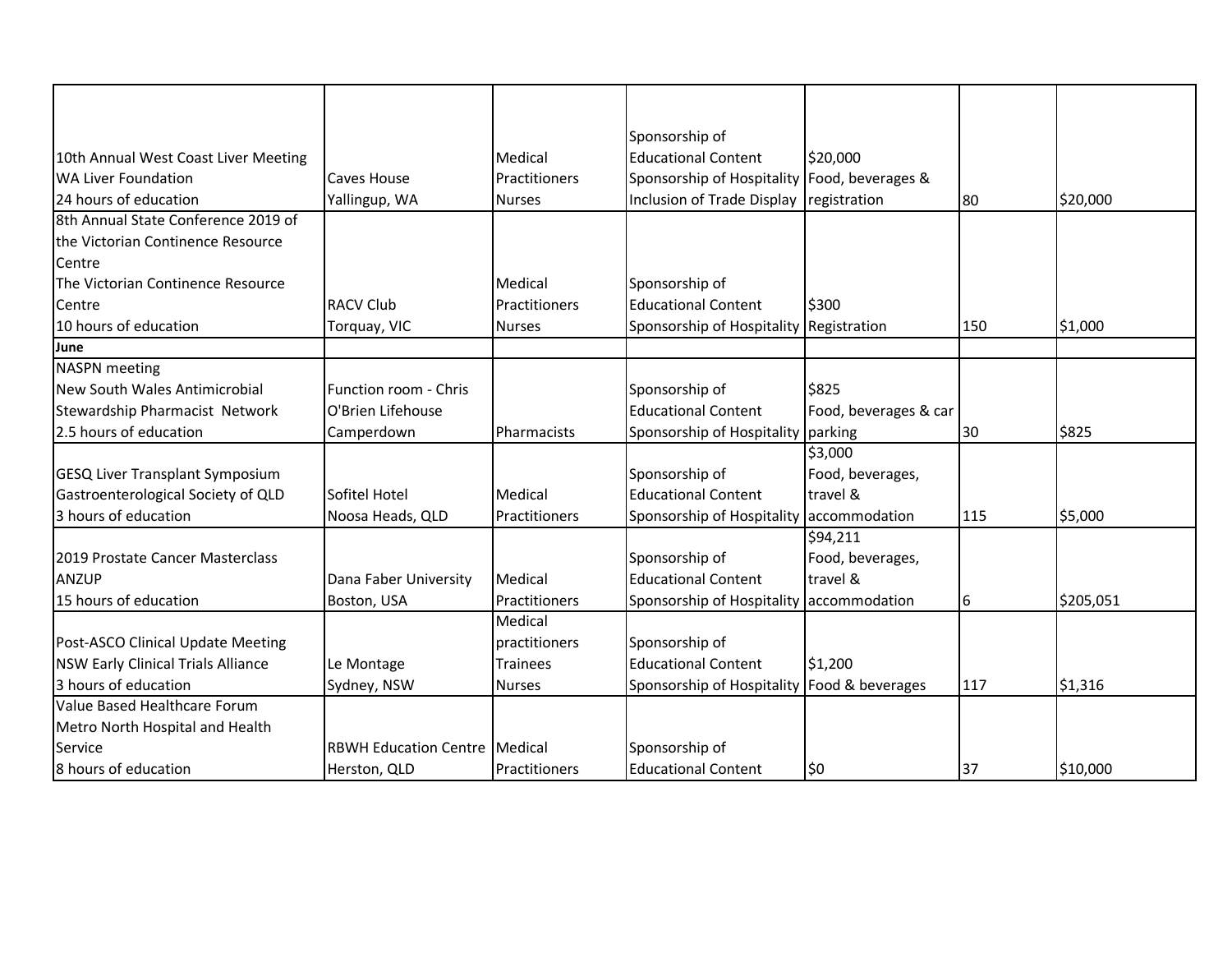| | | | | | | |
|---|---|---|---|---|---|---|
| 10th Annual West Coast Liver Meeting<br>WA Liver Foundation<br>24 hours of education | Caves House<br>Yallingup, WA | Medical Practitioners<br>Nurses | Sponsorship of Educational Content<br>Sponsorship of Hospitality<br>Inclusion of Trade Display | $20,000<br>Food, beverages & registration | 80 | $20,000 |
| 8th Annual State Conference 2019 of the Victorian Continence Resource Centre<br>The Victorian Continence Resource Centre<br>10 hours of education | RACV Club<br>Torquay, VIC | Medical Practitioners<br>Nurses | Sponsorship of Educational Content<br>Sponsorship of Hospitality | $300<br>Registration | 150 | $1,000 |
| **June** | | | | | | |
| NASPN meeting<br>New South Wales Antimicrobial Stewardship Pharmacist Network<br>2.5 hours of education | Function room - Chris O'Brien Lifehouse<br>Camperdown | Pharmacists | Sponsorship of Educational Content<br>Sponsorship of Hospitality | $825<br>Food, beverages & car parking | 30 | $825 |
| GESQ Liver Transplant Symposium<br>Gastroenterological Society of QLD<br>3 hours of education | Sofitel Hotel<br>Noosa Heads, QLD | Medical Practitioners | Sponsorship of Educational Content<br>Sponsorship of Hospitality | $3,000<br>Food, beverages, travel & accommodation | 115 | $5,000 |
| 2019 Prostate Cancer Masterclass<br>ANZUP<br>15 hours of education | Dana Faber University<br>Boston, USA | Medical Practitioners | Sponsorship of Educational Content<br>Sponsorship of Hospitality | $94,211<br>Food, beverages, travel & accommodation | 6 | $205,051 |
| Post-ASCO Clinical Update Meeting<br>NSW Early Clinical Trials Alliance<br>3 hours of education | Le Montage<br>Sydney, NSW | Medical practitioners<br>Trainees<br>Nurses | Sponsorship of Educational Content<br>Sponsorship of Hospitality | $1,200<br>Food & beverages | 117 | $1,316 |
| Value Based Healthcare Forum<br>Metro North Hospital and Health Service<br>8 hours of education | RBWH Education Centre<br>Herston, QLD | Medical Practitioners | Sponsorship of Educational Content | $0 | 37 | $10,000 |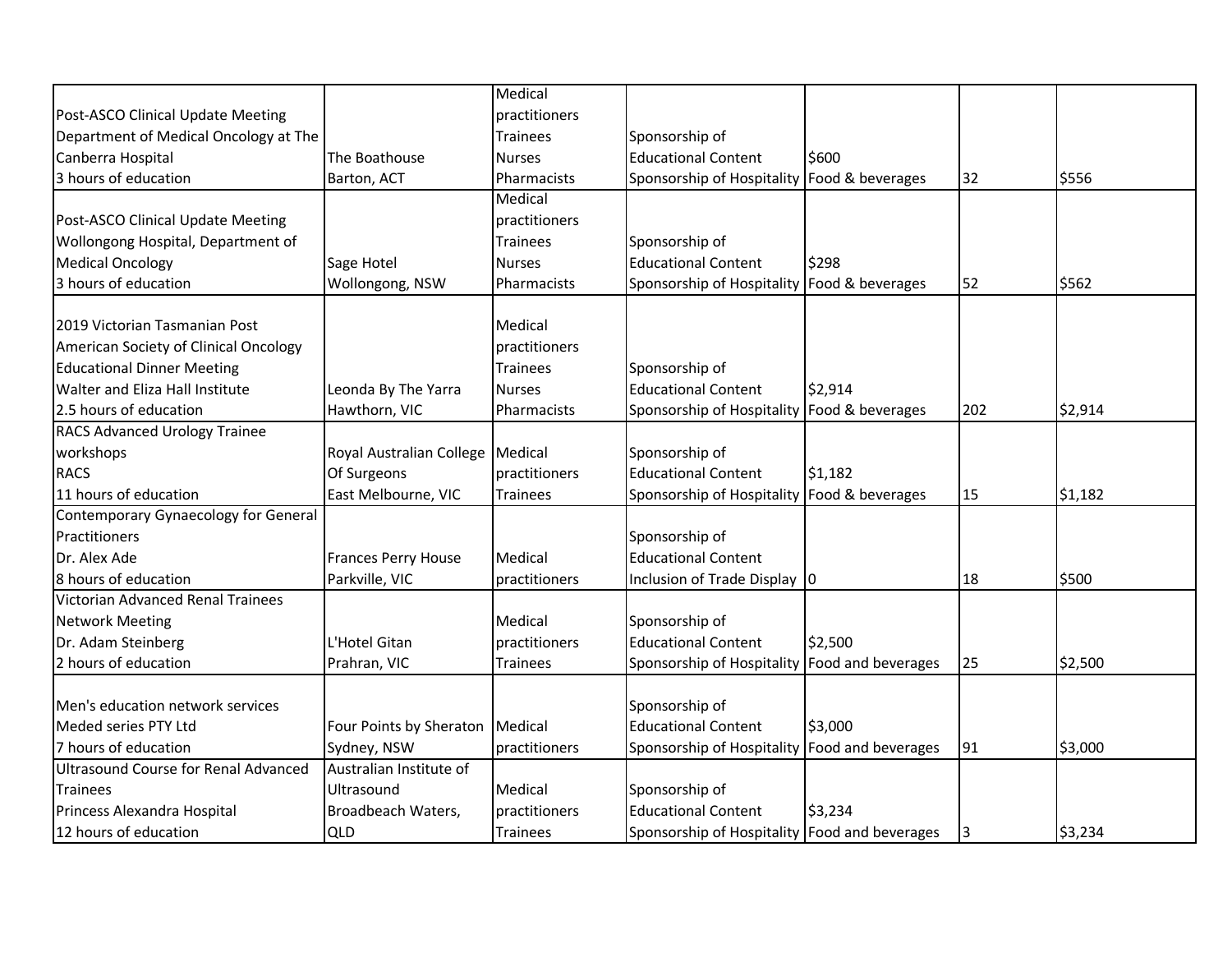| | | | | | | |
|---|---|---|---|---|---|---|
| Post-ASCO Clinical Update Meeting<br>Department of Medical Oncology at The Canberra Hospital<br>3 hours of education | The Boathouse<br>Barton, ACT | Medical practitioners<br>Trainees<br>Nurses<br>Pharmacists | Sponsorship of Educational Content<br>Sponsorship of Hospitality | $600<br>Food & beverages | 32 | $556 |
| Post-ASCO Clinical Update Meeting<br>Wollongong Hospital, Department of Medical Oncology<br>3 hours of education | Sage Hotel<br>Wollongong, NSW | Medical practitioners<br>Trainees<br>Nurses<br>Pharmacists | Sponsorship of Educational Content<br>Sponsorship of Hospitality | $298<br>Food & beverages | 52 | $562 |
| 2019 Victorian Tasmanian Post American Society of Clinical Oncology Educational Dinner Meeting<br>Walter and Eliza Hall Institute<br>2.5 hours of education | Leonda By The Yarra<br>Hawthorn, VIC | Medical practitioners<br>Trainees<br>Nurses<br>Pharmacists | Sponsorship of Educational Content<br>Sponsorship of Hospitality | $2,914<br>Food & beverages | 202 | $2,914 |
| RACS Advanced Urology Trainee workshops<br>RACS<br>11 hours of education | Royal Australian College Of Surgeons<br>East Melbourne, VIC | Medical practitioners<br>Trainees | Sponsorship of Educational Content<br>Sponsorship of Hospitality | $1,182<br>Food & beverages | 15 | $1,182 |
| Contemporary Gynaecology for General Practitioners<br>Dr. Alex Ade<br>8 hours of education | Frances Perry House<br>Parkville, VIC | Medical practitioners | Sponsorship of Educational Content<br>Inclusion of Trade Display | 0 | 18 | $500 |
| Victorian Advanced Renal Trainees Network Meeting<br>Dr. Adam Steinberg<br>2 hours of education | L'Hotel Gitan<br>Prahran, VIC | Medical practitioners<br>Trainees | Sponsorship of Educational Content<br>Sponsorship of Hospitality | $2,500<br>Food and beverages | 25 | $2,500 |
| Men's education network services<br>Meded series PTY Ltd<br>7 hours of education | Four Points by Sheraton<br>Sydney, NSW | Medical practitioners | Sponsorship of Educational Content<br>Sponsorship of Hospitality | $3,000<br>Food and beverages | 91 | $3,000 |
| Ultrasound Course for Renal Advanced Trainees<br>Princess Alexandra Hospital<br>12 hours of education | Australian Institute of Ultrasound<br>Broadbeach Waters, QLD | Medical practitioners<br>Trainees | Sponsorship of Educational Content<br>Sponsorship of Hospitality | $3,234<br>Food and beverages | 3 | $3,234 |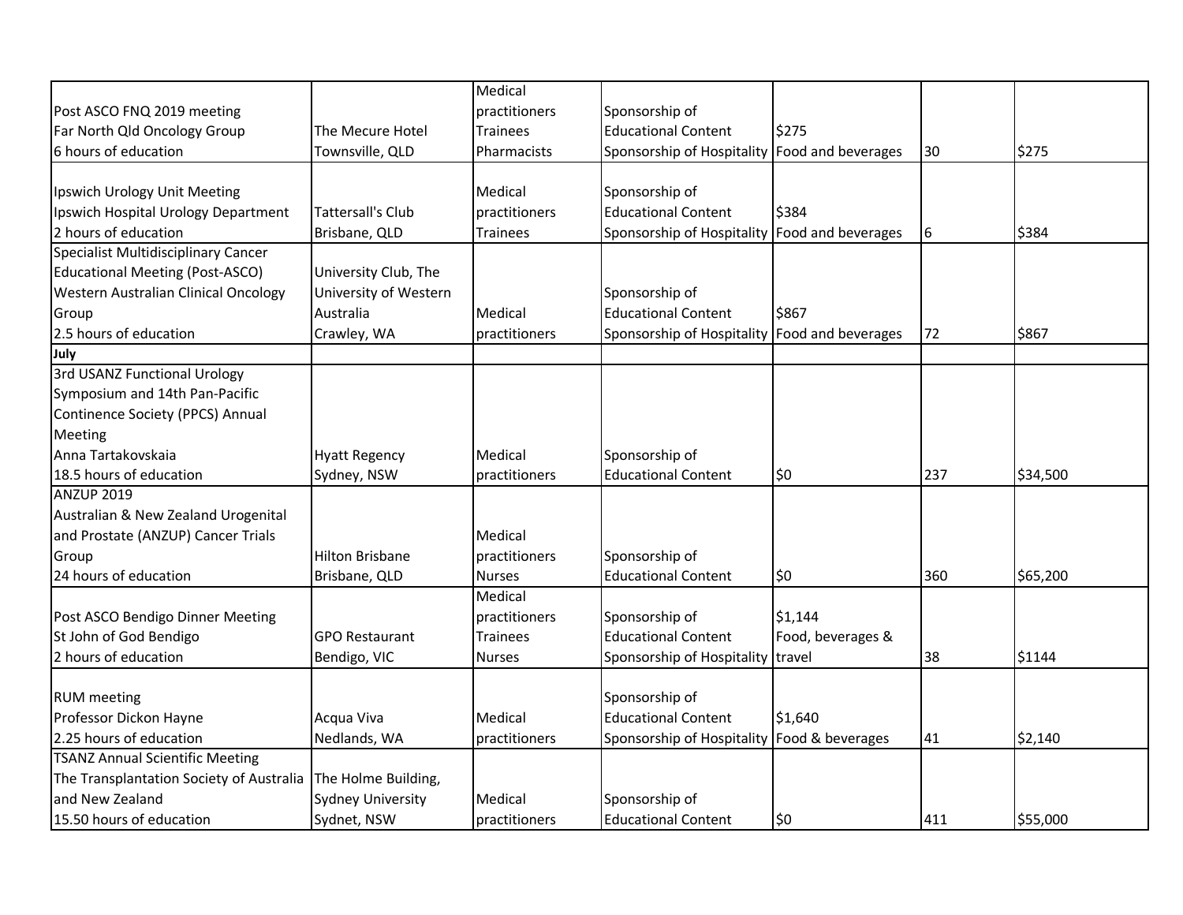| | | | | | | |
|---|---|---|---|---|---|---|
| Post ASCO FNQ 2019 meeting<br>Far North Qld Oncology Group<br>6 hours of education | The Mecure Hotel<br>Townsville, QLD | Medical practitioners<br>Trainees<br>Pharmacists | Sponsorship of Educational Content<br>Sponsorship of Hospitality | $275<br>Food and beverages | 30 | $275 |
| Ipswich Urology Unit Meeting<br>Ipswich Hospital Urology Department<br>2 hours of education | Tattersall's Club<br>Brisbane, QLD | Medical practitioners<br>Trainees | Sponsorship of Educational Content<br>Sponsorship of Hospitality | $384<br>Food and beverages | 6 | $384 |
| Specialist Multidisciplinary Cancer Educational Meeting (Post-ASCO)<br>Western Australian Clinical Oncology Group<br>2.5 hours of education | University Club, The University of Western Australia<br>Crawley, WA | Medical practitioners | Sponsorship of Educational Content<br>Sponsorship of Hospitality | $867<br>Food and beverages | 72 | $867 |
| **July** | | | | | | |
| 3rd USANZ Functional Urology Symposium and 14th Pan-Pacific Continence Society (PPCS) Annual Meeting<br>Anna Tartakovskaia<br>18.5 hours of education | Hyatt Regency<br>Sydney, NSW | Medical practitioners | Sponsorship of Educational Content | $0 | 237 | $34,500 |
| ANZUP 2019<br>Australian & New Zealand Urogenital and Prostate (ANZUP) Cancer Trials Group<br>24 hours of education | Hilton Brisbane<br>Brisbane, QLD | Medical practitioners<br>Nurses | Sponsorship of Educational Content | $0 | 360 | $65,200 |
| Post ASCO Bendigo Dinner Meeting<br>St John of God Bendigo<br>2 hours of education | GPO Restaurant<br>Bendigo, VIC | Medical practitioners<br>Trainees<br>Nurses | Sponsorship of Educational Content<br>Sponsorship of Hospitality | $1,144<br>Food, beverages & travel | 38 | $1144 |
| RUM meeting<br>Professor Dickon Hayne<br>2.25 hours of education | Acqua Viva<br>Nedlands, WA | Medical practitioners | Sponsorship of Educational Content<br>Sponsorship of Hospitality | $1,640<br>Food & beverages | 41 | $2,140 |
| TSANZ Annual Scientific Meeting<br>The Transplantation Society of Australia and New Zealand<br>15.50 hours of education | The Holme Building, Sydney University<br>Sydnet, NSW | Medical practitioners | Sponsorship of Educational Content | $0 | 411 | $55,000 |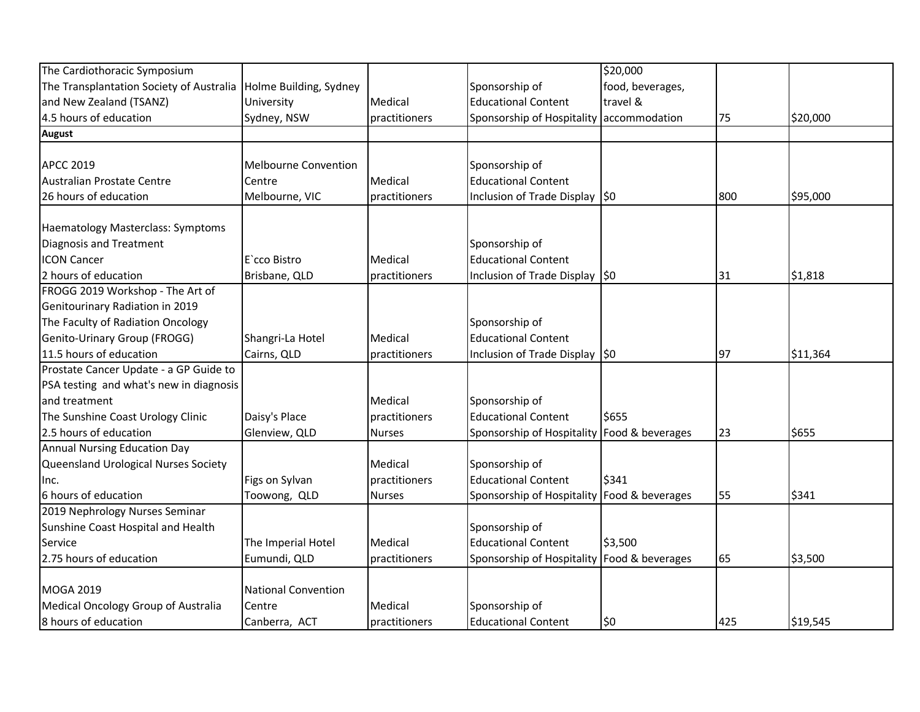| | | | | | | |
|---|---|---|---|---|---|---|
| The Cardiothoracic Symposium<br>The Transplantation Society of Australia and New Zealand (TSANZ)<br>4.5 hours of education | Holme Building, Sydney University<br>Sydney, NSW | Medical practitioners | Sponsorship of Educational Content<br>Sponsorship of Hospitality | $20,000<br>food, beverages, travel & accommodation | 75 | $20,000 |
| **August** | | | | | | |
| APCC 2019<br>Australian Prostate Centre<br>26 hours of education | Melbourne Convention Centre<br>Melbourne, VIC | Medical practitioners | Sponsorship of Educational Content<br>Inclusion of Trade Display | $0 | 800 | $95,000 |
| Haematology Masterclass: Symptoms Diagnosis and Treatment<br>ICON Cancer<br>2 hours of education | E`cco Bistro<br>Brisbane, QLD | Medical practitioners | Sponsorship of Educational Content<br>Inclusion of Trade Display | $0 | 31 | $1,818 |
| FROGG 2019 Workshop - The Art of Genitourinary Radiation in 2019<br>The Faculty of Radiation Oncology Genito-Urinary Group (FROGG)<br>11.5 hours of education | Shangri-La Hotel<br>Cairns, QLD | Medical practitioners | Sponsorship of Educational Content<br>Inclusion of Trade Display | $0 | 97 | $11,364 |
| Prostate Cancer Update - a GP Guide to PSA testing and what's new in diagnosis and treatment<br>The Sunshine Coast Urology Clinic<br>2.5 hours of education | Daisy's Place<br>Glenview, QLD | Medical practitioners<br>Nurses | Sponsorship of Educational Content<br>Sponsorship of Hospitality | $655<br>Food & beverages | 23 | $655 |
| Annual Nursing Education Day<br>Queensland Urological Nurses Society Inc.<br>6 hours of education | Figs on Sylvan<br>Toowong, QLD | Medical practitioners<br>Nurses | Sponsorship of Educational Content<br>Sponsorship of Hospitality | $341<br>Food & beverages | 55 | $341 |
| 2019 Nephrology Nurses Seminar<br>Sunshine Coast Hospital and Health Service<br>2.75 hours of education | The Imperial Hotel<br>Eumundi, QLD | Medical practitioners | Sponsorship of Educational Content<br>Sponsorship of Hospitality | $3,500<br>Food & beverages | 65 | $3,500 |
| MOGA 2019<br>Medical Oncology Group of Australia<br>8 hours of education | National Convention Centre<br>Canberra, ACT | Medical practitioners | Sponsorship of Educational Content | $0 | 425 | $19,545 |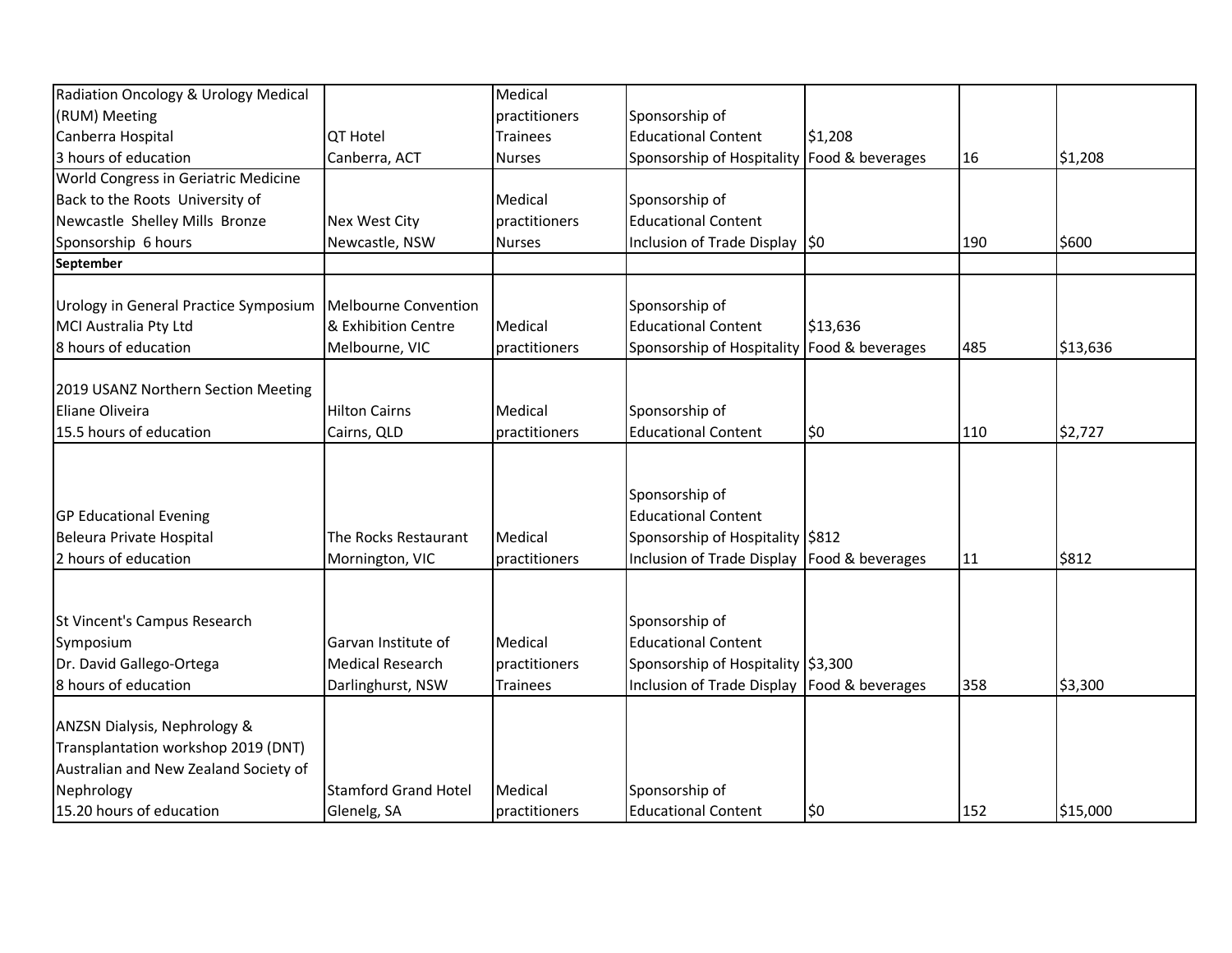| | | | | | | |
|---|---|---|---|---|---|---|
| Radiation Oncology & Urology Medical (RUM) Meeting<br>Canberra Hospital<br>3 hours of education | QT Hotel<br>Canberra, ACT | Medical practitioners<br>Trainees<br>Nurses | Sponsorship of Educational Content<br>Sponsorship of Hospitality | $1,208<br>Food & beverages | 16 | $1,208 |
| World Congress in Geriatric Medicine Back to the Roots University of Newcastle Shelley Mills Bronze Sponsorship 6 hours | Nex West City<br>Newcastle, NSW | Medical practitioners<br>Nurses | Sponsorship of Educational Content<br>Inclusion of Trade Display | $0 | 190 | $600 |
| **September** | | | | | | |
| Urology in General Practice Symposium<br>MCI Australia Pty Ltd<br>8 hours of education | Melbourne Convention & Exhibition Centre<br>Melbourne, VIC | Medical practitioners | Sponsorship of Educational Content<br>Sponsorship of Hospitality | $13,636<br>Food & beverages | 485 | $13,636 |
| 2019 USANZ Northern Section Meeting<br>Eliane Oliveira<br>15.5 hours of education | Hilton Cairns<br>Cairns, QLD | Medical practitioners | Sponsorship of Educational Content | $0 | 110 | $2,727 |
| GP Educational Evening<br>Beleura Private Hospital<br>2 hours of education | The Rocks Restaurant<br>Mornington, VIC | Medical practitioners | Sponsorship of Educational Content<br>Sponsorship of Hospitality<br>Inclusion of Trade Display | $812<br>Food & beverages | 11 | $812 |
| St Vincent's Campus Research Symposium<br>Dr. David Gallego-Ortega<br>8 hours of education | Garvan Institute of Medical Research<br>Darlinghurst, NSW | Medical practitioners<br>Trainees | Sponsorship of Educational Content<br>Sponsorship of Hospitality<br>Inclusion of Trade Display | $3,300<br>Food & beverages | 358 | $3,300 |
| ANZSN Dialysis, Nephrology & Transplantation workshop 2019 (DNT)<br>Australian and New Zealand Society of Nephrology<br>15.20 hours of education | Stamford Grand Hotel<br>Glenelg, SA | Medical practitioners | Sponsorship of Educational Content | $0 | 152 | $15,000 |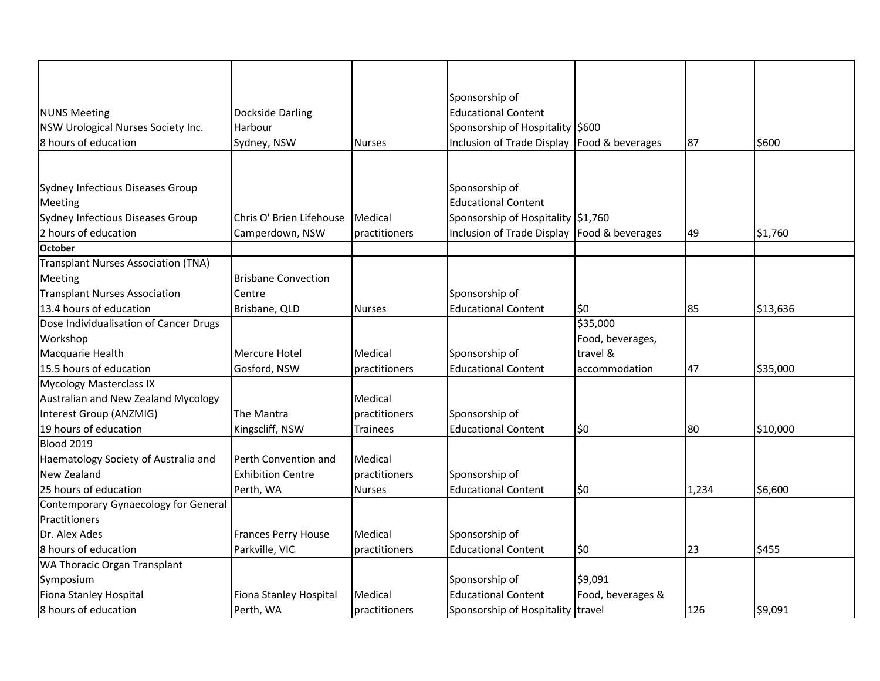| | | | | | | |
|---|---|---|---|---|---|---|
| NUNS Meeting<br>NSW Urological Nurses Society Inc.<br>8 hours of education | Dockside Darling Harbour<br>Sydney, NSW | Nurses | Sponsorship of Educational Content<br>Sponsorship of Hospitality<br>Inclusion of Trade Display | $600<br>Food & beverages | 87 | $600 |
| Sydney Infectious Diseases Group Meeting<br>Sydney Infectious Diseases Group<br>2 hours of education | Chris O' Brien Lifehouse<br>Camperdown, NSW | Medical practitioners | Sponsorship of Educational Content<br>Sponsorship of Hospitality<br>Inclusion of Trade Display | $1,760<br>Food & beverages | 49 | $1,760 |
| **October** | | | | | | |
| Transplant Nurses Association (TNA) Meeting<br>Transplant Nurses Association<br>13.4 hours of education | Brisbane Convection Centre<br>Brisbane, QLD | Nurses | Sponsorship of Educational Content | $0 | 85 | $13,636 |
| Dose Individualisation of Cancer Drugs Workshop<br>Macquarie Health<br>15.5 hours of education | Mercure Hotel<br>Gosford, NSW | Medical practitioners | Sponsorship of Educational Content | $35,000<br>Food, beverages, travel & accommodation | 47 | $35,000 |
| Mycology Masterclass IX<br>Australian and New Zealand Mycology Interest Group (ANZMIG)<br>19 hours of education | The Mantra<br>Kingscliff, NSW | Medical practitioners<br>Trainees | Sponsorship of Educational Content | $0 | 80 | $10,000 |
| Blood 2019<br>Haematology Society of Australia and New Zealand<br>25 hours of education | Perth Convention and Exhibition Centre<br>Perth, WA | Medical practitioners<br>Nurses | Sponsorship of Educational Content | $0 | 1,234 | $6,600 |
| Contemporary Gynaecology for General Practitioners<br>Dr. Alex Ades<br>8 hours of education | Frances Perry House<br>Parkville, VIC | Medical practitioners | Sponsorship of Educational Content | $0 | 23 | $455 |
| WA Thoracic Organ Transplant Symposium<br>Fiona Stanley Hospital<br>8 hours of education | Fiona Stanley Hospital<br>Perth, WA | Medical practitioners | Sponsorship of Educational Content<br>Sponsorship of Hospitality | $9,091<br>Food, beverages & travel | 126 | $9,091 |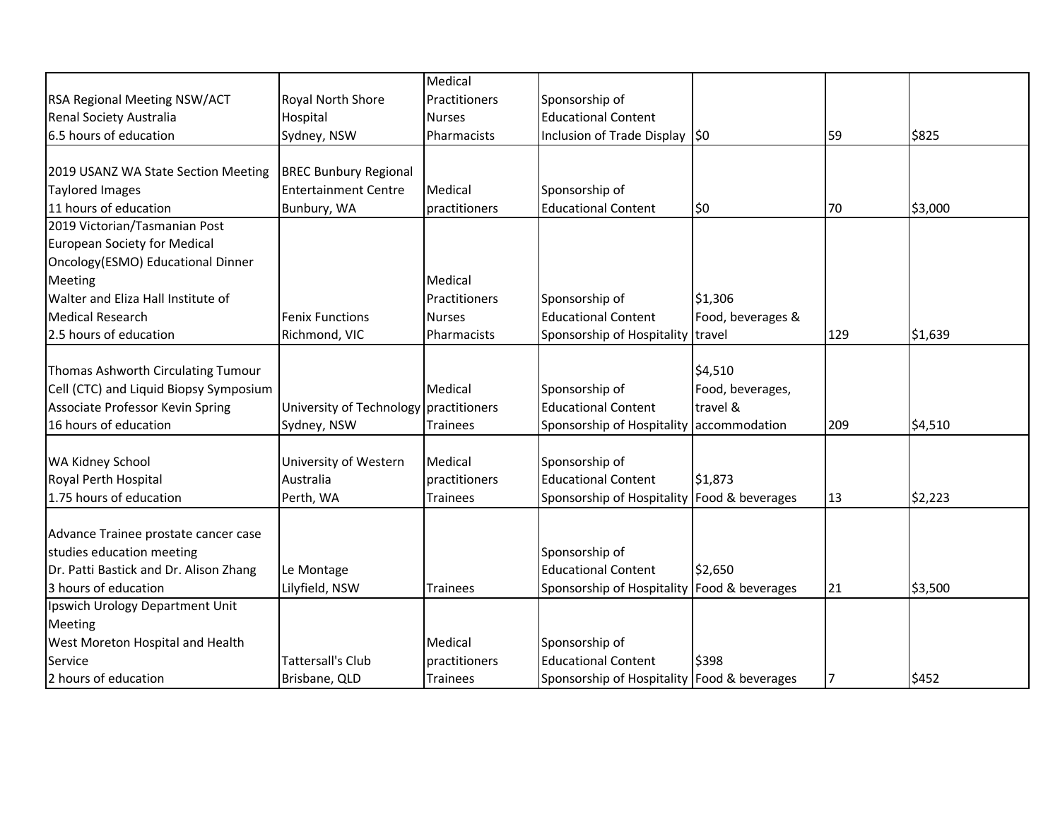|  |  |  |  |  |  |  |
|---|---|---|---|---|---|---|
| RSA Regional Meeting NSW/ACT<br>Renal Society Australia<br>6.5 hours of education | Royal North Shore Hospital<br>Sydney, NSW | Medical Practitioners<br>Nurses<br>Pharmacists | Sponsorship of Educational Content<br>Inclusion of Trade Display | $0 | 59 | $825 |
| 2019 USANZ WA State Section Meeting<br>Taylored Images<br>11 hours of education | BREC Bunbury Regional Entertainment Centre<br>Bunbury, WA | Medical practitioners | Sponsorship of Educational Content | $0 | 70 | $3,000 |
| 2019 Victorian/Tasmanian Post European Society for Medical Oncology(ESMO) Educational Dinner Meeting<br>Walter and Eliza Hall Institute of Medical Research<br>2.5 hours of education | Fenix Functions<br>Richmond, VIC | Medical Practitioners<br>Nurses<br>Pharmacists | Sponsorship of Educational Content<br>Sponsorship of Hospitality | $1,306<br>Food, beverages & travel | 129 | $1,639 |
| Thomas Ashworth Circulating Tumour Cell (CTC) and Liquid Biopsy Symposium<br>Associate Professor Kevin Spring<br>16 hours of education | University of Technology<br>Sydney, NSW | Medical practitioners<br>Trainees | Sponsorship of Educational Content<br>Sponsorship of Hospitality | $4,510<br>Food, beverages, travel & accommodation | 209 | $4,510 |
| WA Kidney School<br>Royal Perth Hospital<br>1.75 hours of education | University of Western Australia<br>Perth, WA | Medical practitioners<br>Trainees | Sponsorship of Educational Content<br>Sponsorship of Hospitality | $1,873<br>Food & beverages | 13 | $2,223 |
| Advance Trainee prostate cancer case studies education meeting<br>Dr. Patti Bastick and Dr. Alison Zhang<br>3 hours of education | Le Montage<br>Lilyfield, NSW | Trainees | Sponsorship of Educational Content<br>Sponsorship of Hospitality | $2,650<br>Food & beverages | 21 | $3,500 |
| Ipswich Urology Department Unit Meeting<br>West Moreton Hospital and Health Service<br>2 hours of education | Tattersall's Club<br>Brisbane, QLD | Medical practitioners<br>Trainees | Sponsorship of Educational Content<br>Sponsorship of Hospitality | $398<br>Food & beverages | 7 | $452 |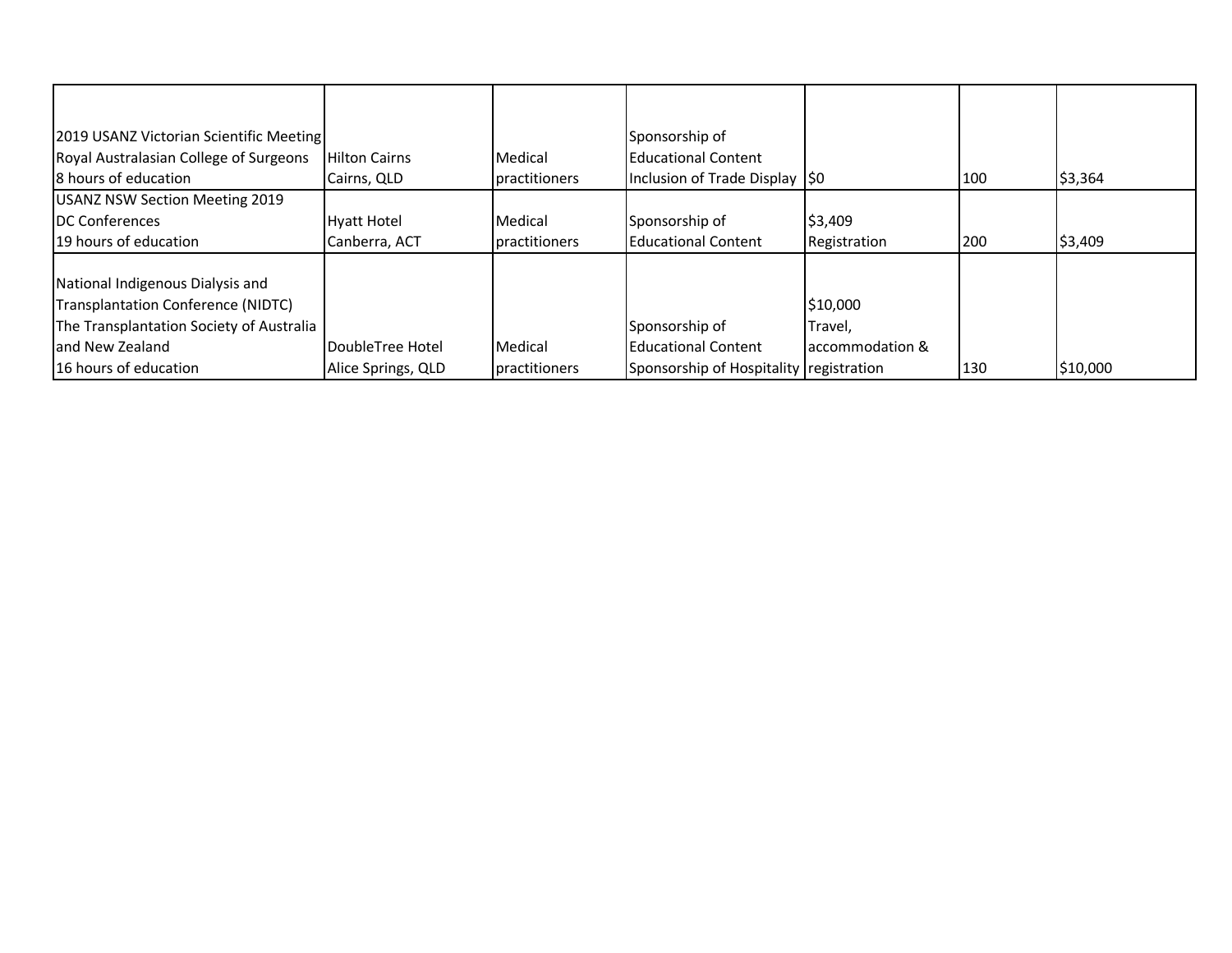| | | | | | | |
|---|---|---|---|---|---|---|
| 2019 USANZ Victorian Scientific Meeting<br>Royal Australasian College of Surgeons<br>8 hours of education | Hilton Cairns<br>Cairns, QLD | Medical practitioners | Sponsorship of Educational Content<br>Inclusion of Trade Display | $0 | 100 | $3,364 |
| USANZ NSW Section Meeting 2019<br>DC Conferences<br>19 hours of education | Hyatt Hotel<br>Canberra, ACT | Medical practitioners | Sponsorship of Educational Content | $3,409<br>Registration | 200 | $3,409 |
| National Indigenous Dialysis and Transplantation Conference (NIDTC)<br>The Transplantation Society of Australia and New Zealand<br>16 hours of education | DoubleTree Hotel<br>Alice Springs, QLD | Medical practitioners | Sponsorship of Educational Content<br>Sponsorship of Hospitality | $10,000<br>Travel, accommodation & registration | 130 | $10,000 |